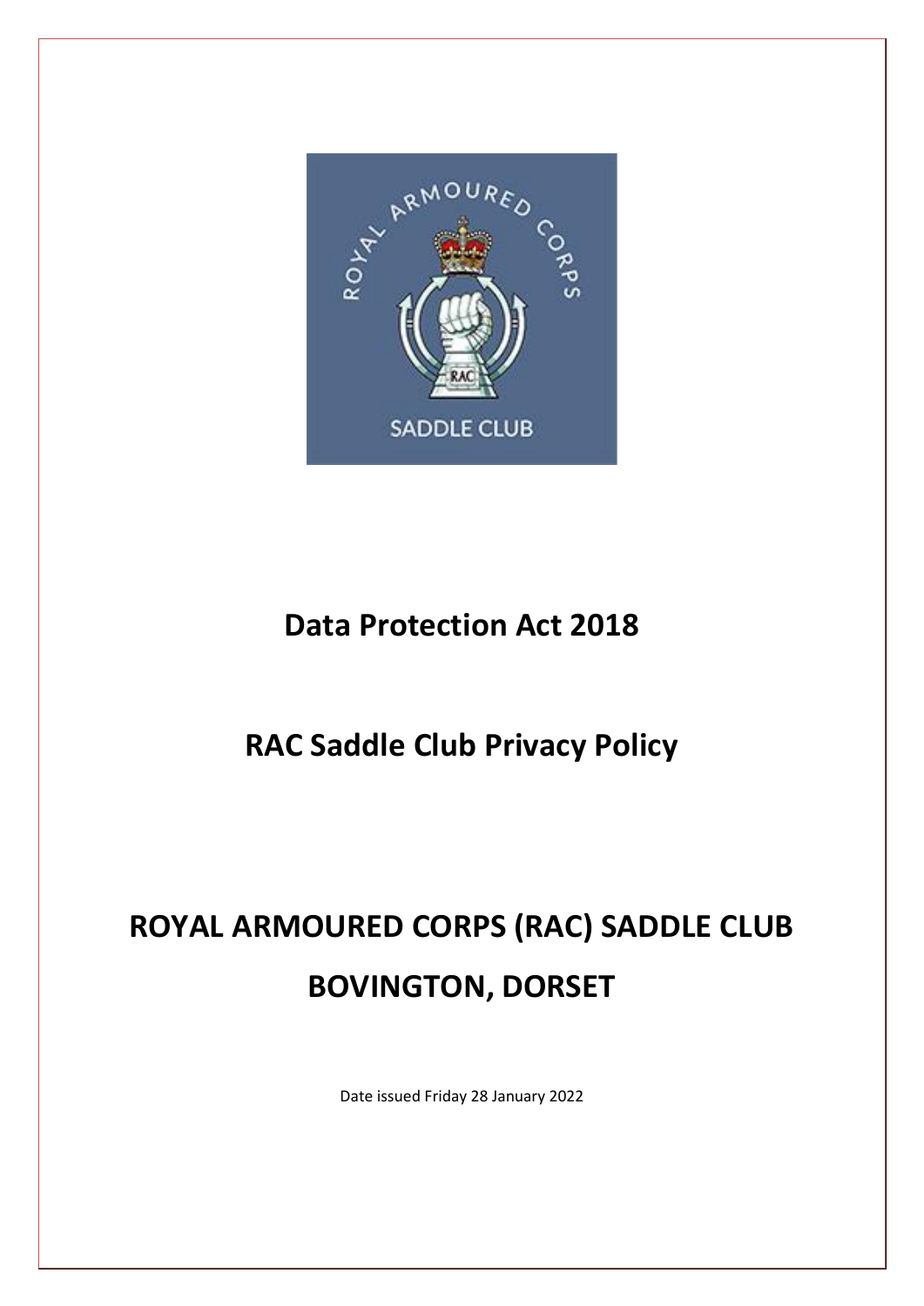# Data Protection Act 2018

## RAC Saddle Club Privacy Policy

# ROYAL ARMOURED CORPS (RAC) SADDLE CLUB

# BOVINGTON, DORSET

Date issued Friday 28 January 2022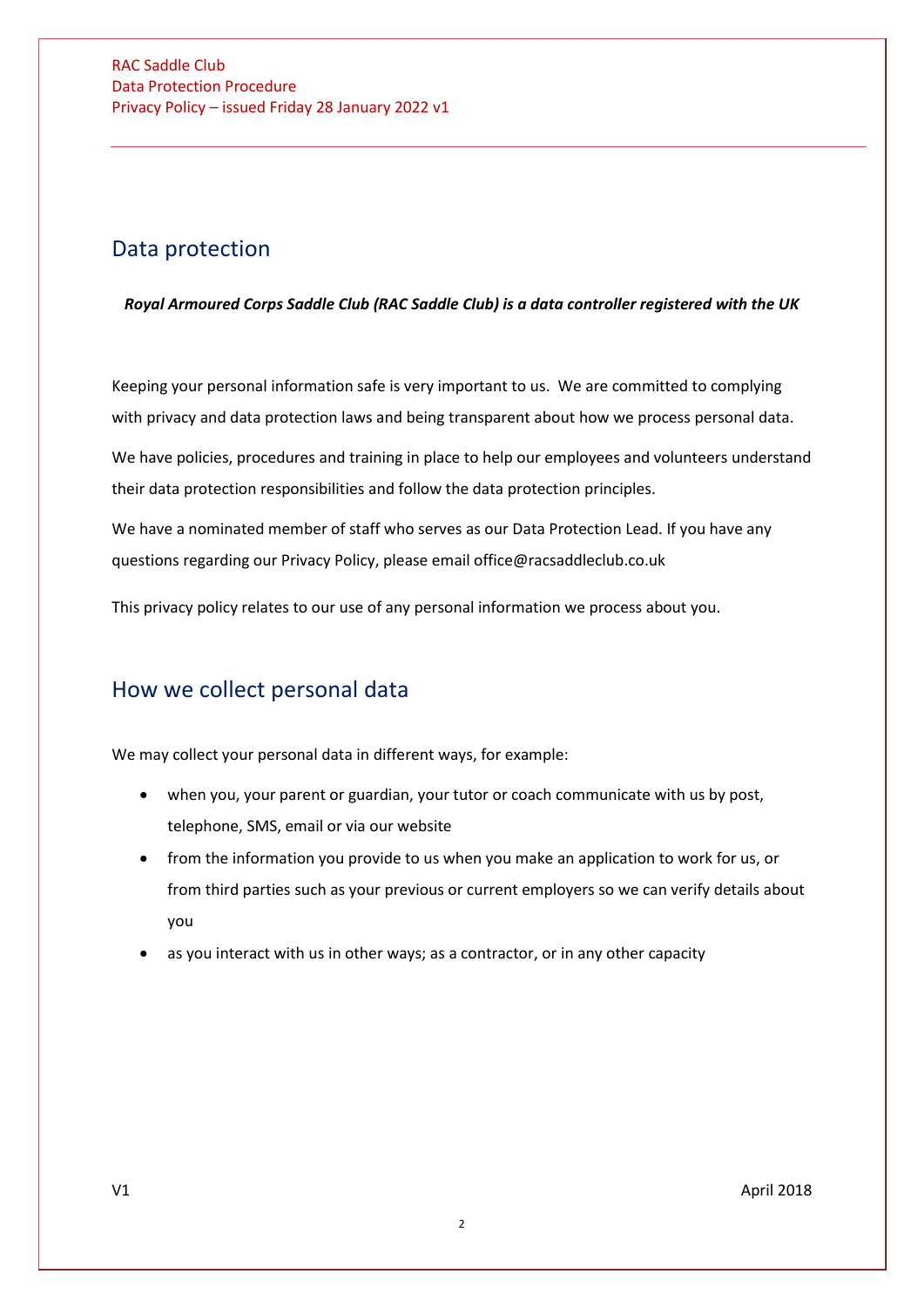## Data protection

***Royal Armoured Corps Saddle Club (RAC Saddle Club) is a data controller registered with the UK***

Keeping your personal information safe is very important to us. We are committed to complying with privacy and data protection laws and being transparent about how we process personal data.

We have policies, procedures and training in place to help our employees and volunteers understand their data protection responsibilities and follow the data protection principles.

We have a nominated member of staff who serves as our Data Protection Lead. If you have any questions regarding our Privacy Policy, please email office@racsaddleclub.co.uk

This privacy policy relates to our use of any personal information we process about you.

## How we collect personal data

We may collect your personal data in different ways, for example:

- when you, your parent or guardian, your tutor or coach communicate with us by post, telephone, SMS, email or via our website
- from the information you provide to us when you make an application to work for us, or from third parties such as your previous or current employers so we can verify details about you
- as you interact with us in other ways; as a contractor, or in any other capacity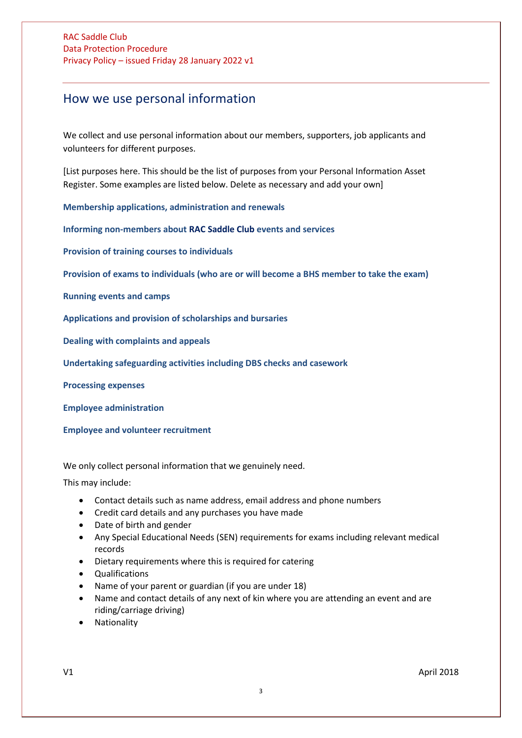## How we use personal information

We collect and use personal information about our members, supporters, job applicants and volunteers for different purposes.

[List purposes here. This should be the list of purposes from your Personal Information Asset Register. Some examples are listed below. Delete as necessary and add your own]

**Membership applications, administration and renewals**

**Informing non-members about RAC Saddle Club events and services**

**Provision of training courses to individuals**

**Provision of exams to individuals (who are or will become a BHS member to take the exam)**

**Running events and camps**

**Applications and provision of scholarships and bursaries**

**Dealing with complaints and appeals**

**Undertaking safeguarding activities including DBS checks and casework**

**Processing expenses**

**Employee administration**

**Employee and volunteer recruitment**

We only collect personal information that we genuinely need.

This may include:

- Contact details such as name address, email address and phone numbers
- Credit card details and any purchases you have made
- Date of birth and gender
- Any Special Educational Needs (SEN) requirements for exams including relevant medical records
- Dietary requirements where this is required for catering
- Qualifications
- Name of your parent or guardian (if you are under 18)
- Name and contact details of any next of kin where you are attending an event and are riding/carriage driving)
- Nationality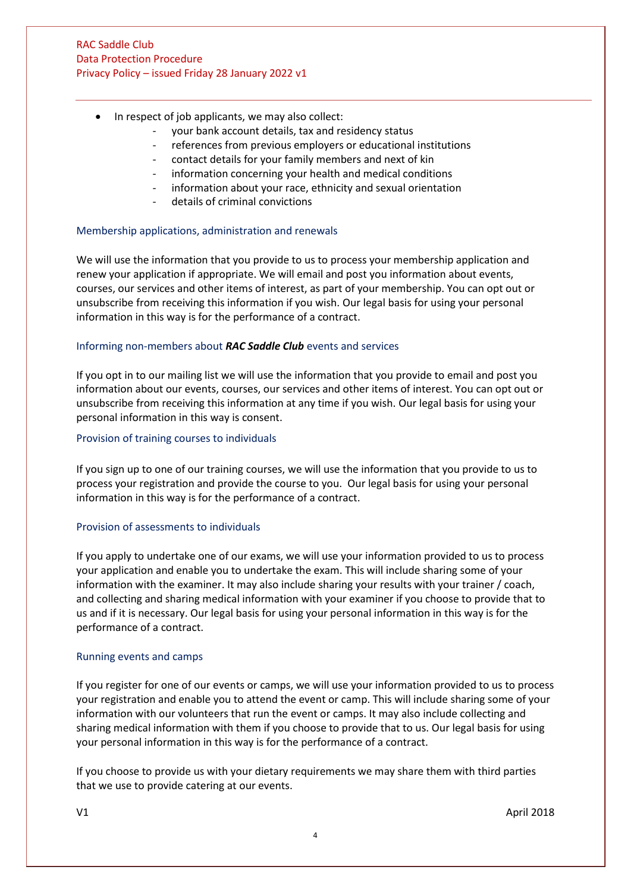- In respect of job applicants, we may also collect:
  - your bank account details, tax and residency status
  - references from previous employers or educational institutions
  - contact details for your family members and next of kin
  - information concerning your health and medical conditions
  - information about your race, ethnicity and sexual orientation
  - details of criminal convictions

### Membership applications, administration and renewals

We will use the information that you provide to us to process your membership application and renew your application if appropriate. We will email and post you information about events, courses, our services and other items of interest, as part of your membership. You can opt out or unsubscribe from receiving this information if you wish. Our legal basis for using your personal information in this way is for the performance of a contract.

### Informing non-members about ***RAC Saddle Club*** events and services

If you opt in to our mailing list we will use the information that you provide to email and post you information about our events, courses, our services and other items of interest. You can opt out or unsubscribe from receiving this information at any time if you wish. Our legal basis for using your personal information in this way is consent.

### Provision of training courses to individuals

If you sign up to one of our training courses, we will use the information that you provide to us to process your registration and provide the course to you. Our legal basis for using your personal information in this way is for the performance of a contract.

### Provision of assessments to individuals

If you apply to undertake one of our exams, we will use your information provided to us to process your application and enable you to undertake the exam. This will include sharing some of your information with the examiner. It may also include sharing your results with your trainer / coach, and collecting and sharing medical information with your examiner if you choose to provide that to us and if it is necessary. Our legal basis for using your personal information in this way is for the performance of a contract.

### Running events and camps

If you register for one of our events or camps, we will use your information provided to us to process your registration and enable you to attend the event or camp. This will include sharing some of your information with our volunteers that run the event or camps. It may also include collecting and sharing medical information with them if you choose to provide that to us. Our legal basis for using your personal information in this way is for the performance of a contract.

If you choose to provide us with your dietary requirements we may share them with third parties that we use to provide catering at our events.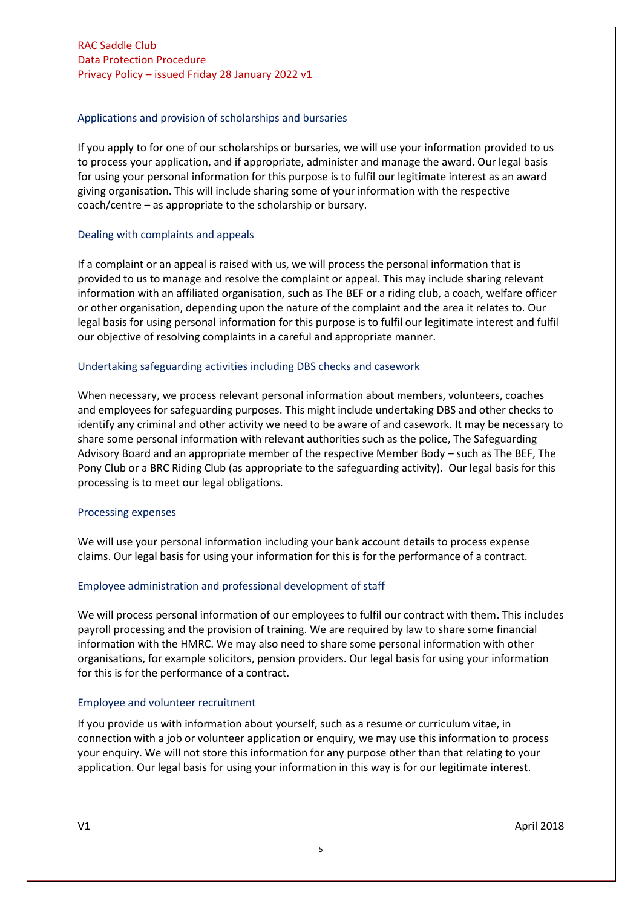### Applications and provision of scholarships and bursaries

If you apply to for one of our scholarships or bursaries, we will use your information provided to us to process your application, and if appropriate, administer and manage the award. Our legal basis for using your personal information for this purpose is to fulfil our legitimate interest as an award giving organisation. This will include sharing some of your information with the respective coach/centre – as appropriate to the scholarship or bursary.

### Dealing with complaints and appeals

If a complaint or an appeal is raised with us, we will process the personal information that is provided to us to manage and resolve the complaint or appeal. This may include sharing relevant information with an affiliated organisation, such as The BEF or a riding club, a coach, welfare officer or other organisation, depending upon the nature of the complaint and the area it relates to. Our legal basis for using personal information for this purpose is to fulfil our legitimate interest and fulfil our objective of resolving complaints in a careful and appropriate manner.

### Undertaking safeguarding activities including DBS checks and casework

When necessary, we process relevant personal information about members, volunteers, coaches and employees for safeguarding purposes. This might include undertaking DBS and other checks to identify any criminal and other activity we need to be aware of and casework. It may be necessary to share some personal information with relevant authorities such as the police, The Safeguarding Advisory Board and an appropriate member of the respective Member Body – such as The BEF, The Pony Club or a BRC Riding Club (as appropriate to the safeguarding activity). Our legal basis for this processing is to meet our legal obligations.

### Processing expenses

We will use your personal information including your bank account details to process expense claims. Our legal basis for using your information for this is for the performance of a contract.

### Employee administration and professional development of staff

We will process personal information of our employees to fulfil our contract with them. This includes payroll processing and the provision of training. We are required by law to share some financial information with the HMRC. We may also need to share some personal information with other organisations, for example solicitors, pension providers. Our legal basis for using your information for this is for the performance of a contract.

### Employee and volunteer recruitment

If you provide us with information about yourself, such as a resume or curriculum vitae, in connection with a job or volunteer application or enquiry, we may use this information to process your enquiry. We will not store this information for any purpose other than that relating to your application. Our legal basis for using your information in this way is for our legitimate interest.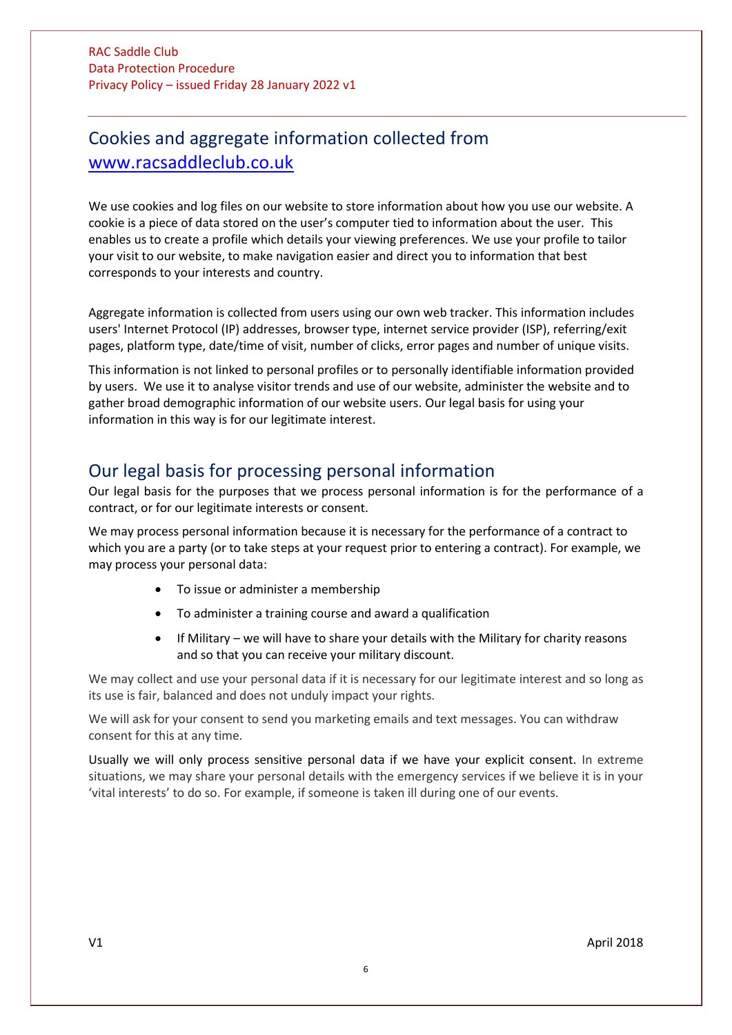## Cookies and aggregate information collected from www.racsaddleclub.co.uk

We use cookies and log files on our website to store information about how you use our website. A cookie is a piece of data stored on the user's computer tied to information about the user. This enables us to create a profile which details your viewing preferences. We use your profile to tailor your visit to our website, to make navigation easier and direct you to information that best corresponds to your interests and country.

Aggregate information is collected from users using our own web tracker. This information includes users' Internet Protocol (IP) addresses, browser type, internet service provider (ISP), referring/exit pages, platform type, date/time of visit, number of clicks, error pages and number of unique visits.

This information is not linked to personal profiles or to personally identifiable information provided by users. We use it to analyse visitor trends and use of our website, administer the website and to gather broad demographic information of our website users. Our legal basis for using your information in this way is for our legitimate interest.

## Our legal basis for processing personal information

Our legal basis for the purposes that we process personal information is for the performance of a contract, or for our legitimate interests or consent.

We may process personal information because it is necessary for the performance of a contract to which you are a party (or to take steps at your request prior to entering a contract). For example, we may process your personal data:

- To issue or administer a membership
- To administer a training course and award a qualification
- If Military – we will have to share your details with the Military for charity reasons and so that you can receive your military discount.

We may collect and use your personal data if it is necessary for our legitimate interest and so long as its use is fair, balanced and does not unduly impact your rights.

We will ask for your consent to send you marketing emails and text messages. You can withdraw consent for this at any time.

Usually we will only process sensitive personal data if we have your explicit consent. In extreme situations, we may share your personal details with the emergency services if we believe it is in your 'vital interests' to do so. For example, if someone is taken ill during one of our events.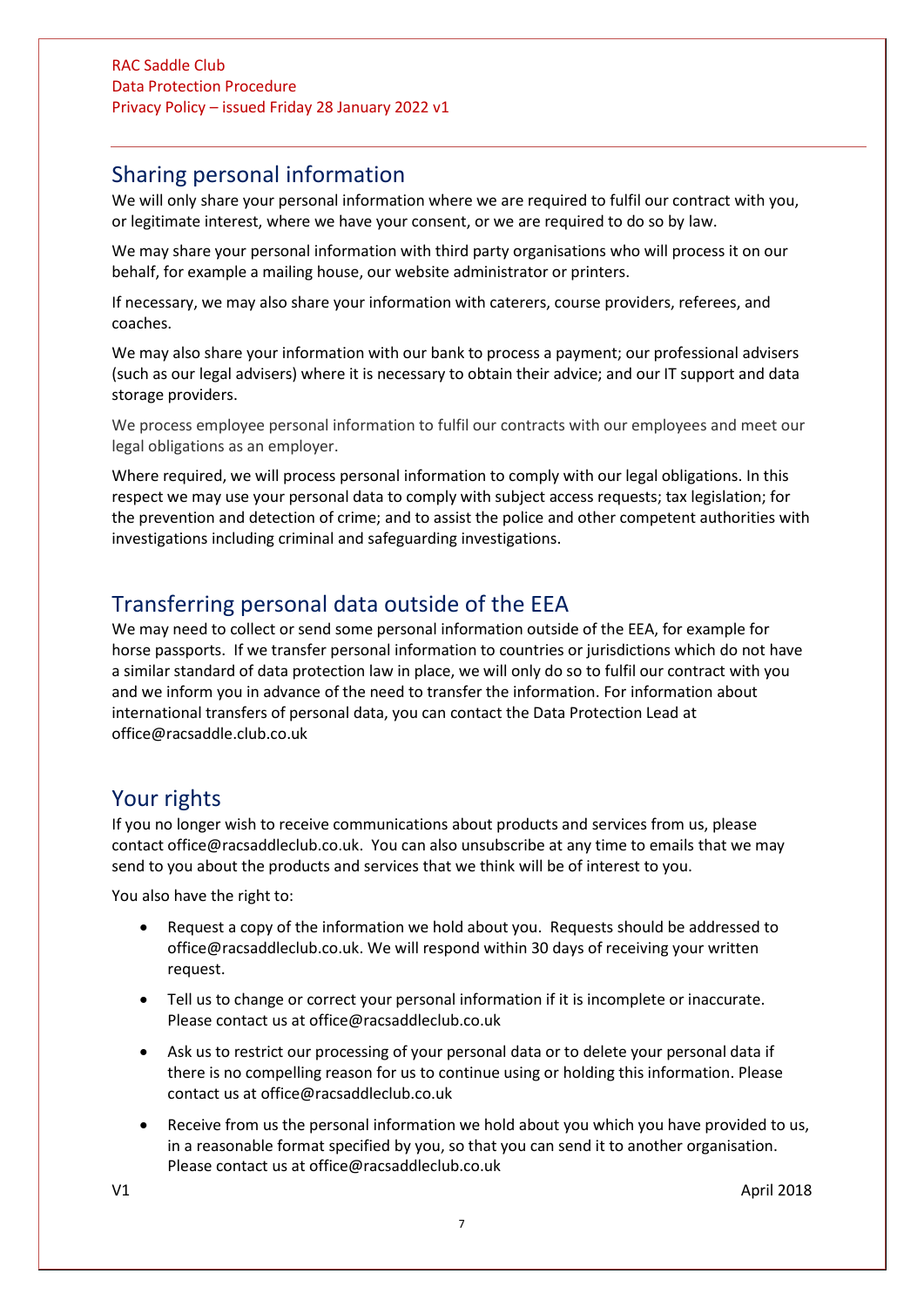## Sharing personal information

We will only share your personal information where we are required to fulfil our contract with you, or legitimate interest, where we have your consent, or we are required to do so by law.

We may share your personal information with third party organisations who will process it on our behalf, for example a mailing house, our website administrator or printers.

If necessary, we may also share your information with caterers, course providers, referees, and coaches.

We may also share your information with our bank to process a payment; our professional advisers (such as our legal advisers) where it is necessary to obtain their advice; and our IT support and data storage providers.

We process employee personal information to fulfil our contracts with our employees and meet our legal obligations as an employer.

Where required, we will process personal information to comply with our legal obligations. In this respect we may use your personal data to comply with subject access requests; tax legislation; for the prevention and detection of crime; and to assist the police and other competent authorities with investigations including criminal and safeguarding investigations.

## Transferring personal data outside of the EEA

We may need to collect or send some personal information outside of the EEA, for example for horse passports. If we transfer personal information to countries or jurisdictions which do not have a similar standard of data protection law in place, we will only do so to fulfil our contract with you and we inform you in advance of the need to transfer the information. For information about international transfers of personal data, you can contact the Data Protection Lead at office@racsaddle.club.co.uk

## Your rights

If you no longer wish to receive communications about products and services from us, please contact office@racsaddleclub.co.uk. You can also unsubscribe at any time to emails that we may send to you about the products and services that we think will be of interest to you.

You also have the right to:

- Request a copy of the information we hold about you. Requests should be addressed to office@racsaddleclub.co.uk. We will respond within 30 days of receiving your written request.
- Tell us to change or correct your personal information if it is incomplete or inaccurate. Please contact us at office@racsaddleclub.co.uk
- Ask us to restrict our processing of your personal data or to delete your personal data if there is no compelling reason for us to continue using or holding this information. Please contact us at office@racsaddleclub.co.uk
- Receive from us the personal information we hold about you which you have provided to us, in a reasonable format specified by you, so that you can send it to another organisation. Please contact us at office@racsaddleclub.co.uk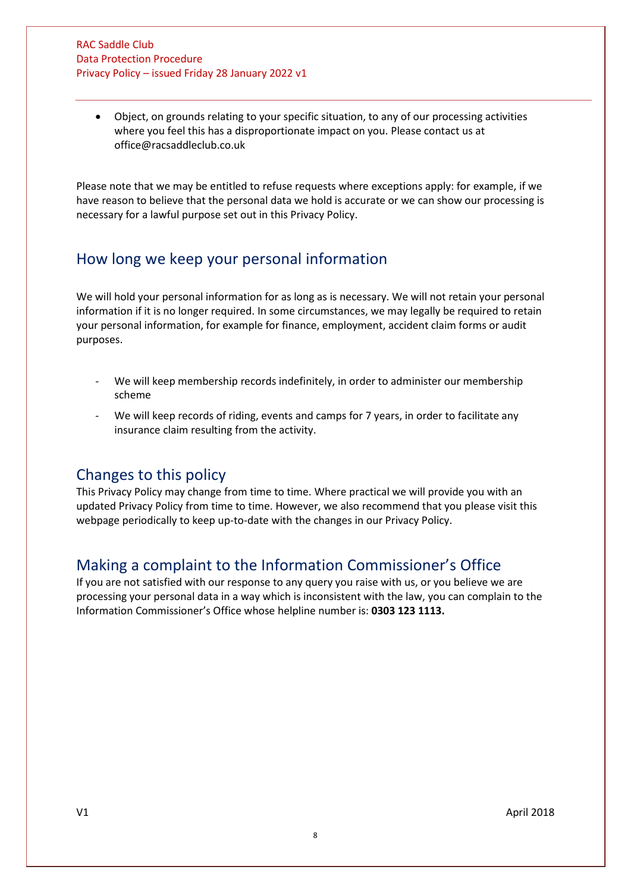- Object, on grounds relating to your specific situation, to any of our processing activities where you feel this has a disproportionate impact on you. Please contact us at office@racsaddleclub.co.uk

Please note that we may be entitled to refuse requests where exceptions apply: for example, if we have reason to believe that the personal data we hold is accurate or we can show our processing is necessary for a lawful purpose set out in this Privacy Policy.

## How long we keep your personal information

We will hold your personal information for as long as is necessary. We will not retain your personal information if it is no longer required. In some circumstances, we may legally be required to retain your personal information, for example for finance, employment, accident claim forms or audit purposes.

- We will keep membership records indefinitely, in order to administer our membership scheme
- We will keep records of riding, events and camps for 7 years, in order to facilitate any insurance claim resulting from the activity.

## Changes to this policy

This Privacy Policy may change from time to time. Where practical we will provide you with an updated Privacy Policy from time to time. However, we also recommend that you please visit this webpage periodically to keep up-to-date with the changes in our Privacy Policy.

## Making a complaint to the Information Commissioner's Office

If you are not satisfied with our response to any query you raise with us, or you believe we are processing your personal data in a way which is inconsistent with the law, you can complain to the Information Commissioner's Office whose helpline number is: **0303 123 1113.**